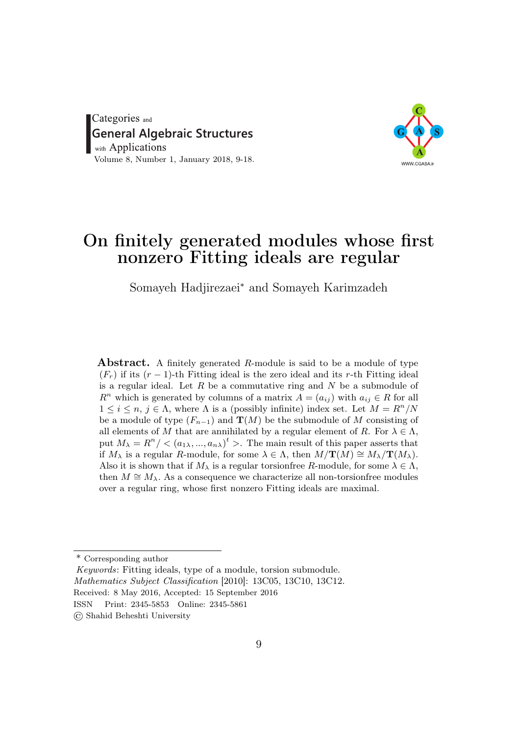# On finitely generated modules whose first nonzero Fitting ideals are regular

Somayeh Hadjirezaei* and Somayeh Karimzadeh

**Abstract.** A finitely generated $R$-module is said to be a module of type $(F_r)$ if its $(r-1)$-th Fitting ideal is the zero ideal and its $r$-th Fitting ideal is a regular ideal. Let $R$ be a commutative ring and $N$ be a submodule of $R^n$ which is generated by columns of a matrix $A = (a_{ij})$ with $a_{ij} \in R$ for all $1 \leq i \leq n$, $j \in \Lambda$, where $\Lambda$ is a (possibly infinite) index set. Let $M = R^n/N$ be a module of type $(F_{n-1})$ and $\mathbf{T}(M)$ be the submodule of $M$ consisting of all elements of $M$ that are annihilated by a regular element of $R$. For $\lambda \in \Lambda$, put $M_\lambda = R^n / < (a_{1\lambda}, ..., a_{n\lambda})^t >$. The main result of this paper asserts that if $M_\lambda$ is a regular $R$-module, for some $\lambda \in \Lambda$, then $M/\mathbf{T}(M) \cong M_\lambda/\mathbf{T}(M_\lambda)$. Also it is shown that if $M_\lambda$ is a regular torsionfree $R$-module, for some $\lambda \in \Lambda$, then $M \cong M_\lambda$. As a consequence we characterize all non-torsionfree modules over a regular ring, whose first nonzero Fitting ideals are maximal.

---

* Corresponding author

*Keywords*: Fitting ideals, type of a module, torsion submodule.

*Mathematics Subject Classification* [2010]: 13C05, 13C10, 13C12.

Received: 8 May 2016, Accepted: 15 September 2016

ISSN Print: 2345-5853 Online: 2345-5861

© Shahid Beheshti University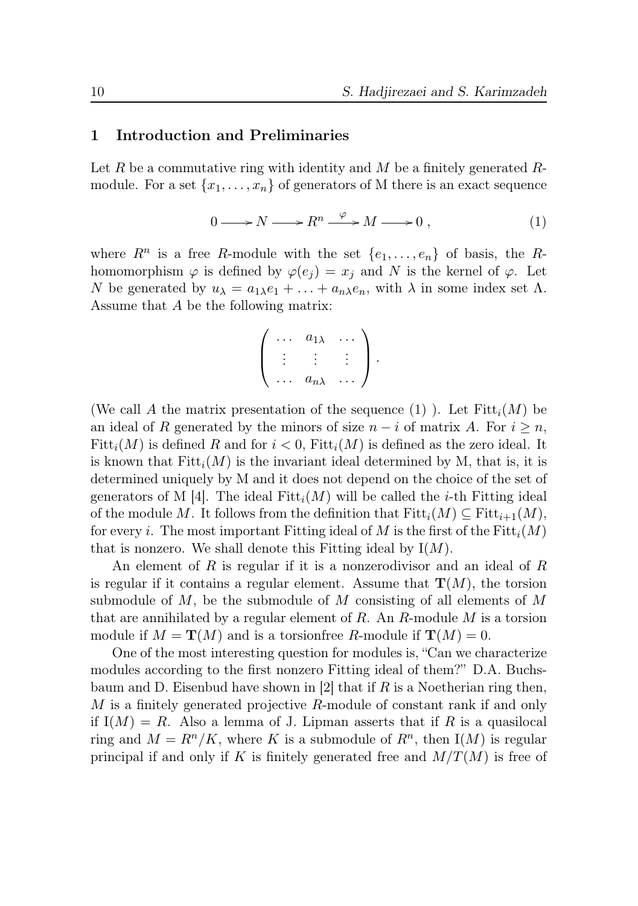## 1 Introduction and Preliminaries

Let $R$ be a commutative ring with identity and $M$ be a finitely generated $R$-module. For a set $\{x_1, \ldots, x_n\}$ of generators of M there is an exact sequence

$$0 \longrightarrow N \longrightarrow R^n \xrightarrow{\varphi} M \longrightarrow 0 , \tag{1}$$

where $R^n$ is a free $R$-module with the set $\{e_1, \ldots, e_n\}$ of basis, the $R$-homomorphism $\varphi$ is defined by $\varphi(e_j) = x_j$ and $N$ is the kernel of $\varphi$. Let $N$ be generated by $u_\lambda = a_{1\lambda}e_1 + \ldots + a_{n\lambda}e_n$, with $\lambda$ in some index set $\Lambda$. Assume that $A$ be the following matrix:

$$\begin{pmatrix} \ldots & a_{1\lambda} & \ldots \\ \vdots & \vdots & \vdots \\ \ldots & a_{n\lambda} & \ldots \end{pmatrix}.$$

(We call $A$ the matrix presentation of the sequence (1) ). Let $\mathrm{Fitt}_i(M)$ be an ideal of $R$ generated by the minors of size $n-i$ of matrix $A$. For $i \geq n$, $\mathrm{Fitt}_i(M)$ is defined $R$ and for $i < 0$, $\mathrm{Fitt}_i(M)$ is defined as the zero ideal. It is known that $\mathrm{Fitt}_i(M)$ is the invariant ideal determined by M, that is, it is determined uniquely by M and it does not depend on the choice of the set of generators of M [4]. The ideal $\mathrm{Fitt}_i(M)$ will be called the $i$-th Fitting ideal of the module $M$. It follows from the definition that $\mathrm{Fitt}_i(M) \subseteq \mathrm{Fitt}_{i+1}(M)$, for every $i$. The most important Fitting ideal of $M$ is the first of the $\mathrm{Fitt}_i(M)$ that is nonzero. We shall denote this Fitting ideal by $\mathrm{I}(M)$.

An element of $R$ is regular if it is a nonzerodivisor and an ideal of $R$ is regular if it contains a regular element. Assume that $\mathbf{T}(M)$, the torsion submodule of $M$, be the submodule of $M$ consisting of all elements of $M$ that are annihilated by a regular element of $R$. An $R$-module $M$ is a torsion module if $M = \mathbf{T}(M)$ and is a torsionfree $R$-module if $\mathbf{T}(M) = 0$.

One of the most interesting question for modules is, "Can we characterize modules according to the first nonzero Fitting ideal of them?" D.A. Buchsbaum and D. Eisenbud have shown in [2] that if $R$ is a Noetherian ring then, $M$ is a finitely generated projective $R$-module of constant rank if and only if $\mathrm{I}(M) = R$. Also a lemma of J. Lipman asserts that if $R$ is a quasilocal ring and $M = R^n/K$, where $K$ is a submodule of $R^n$, then $\mathrm{I}(M)$ is regular principal if and only if $K$ is finitely generated free and $M/T(M)$ is free of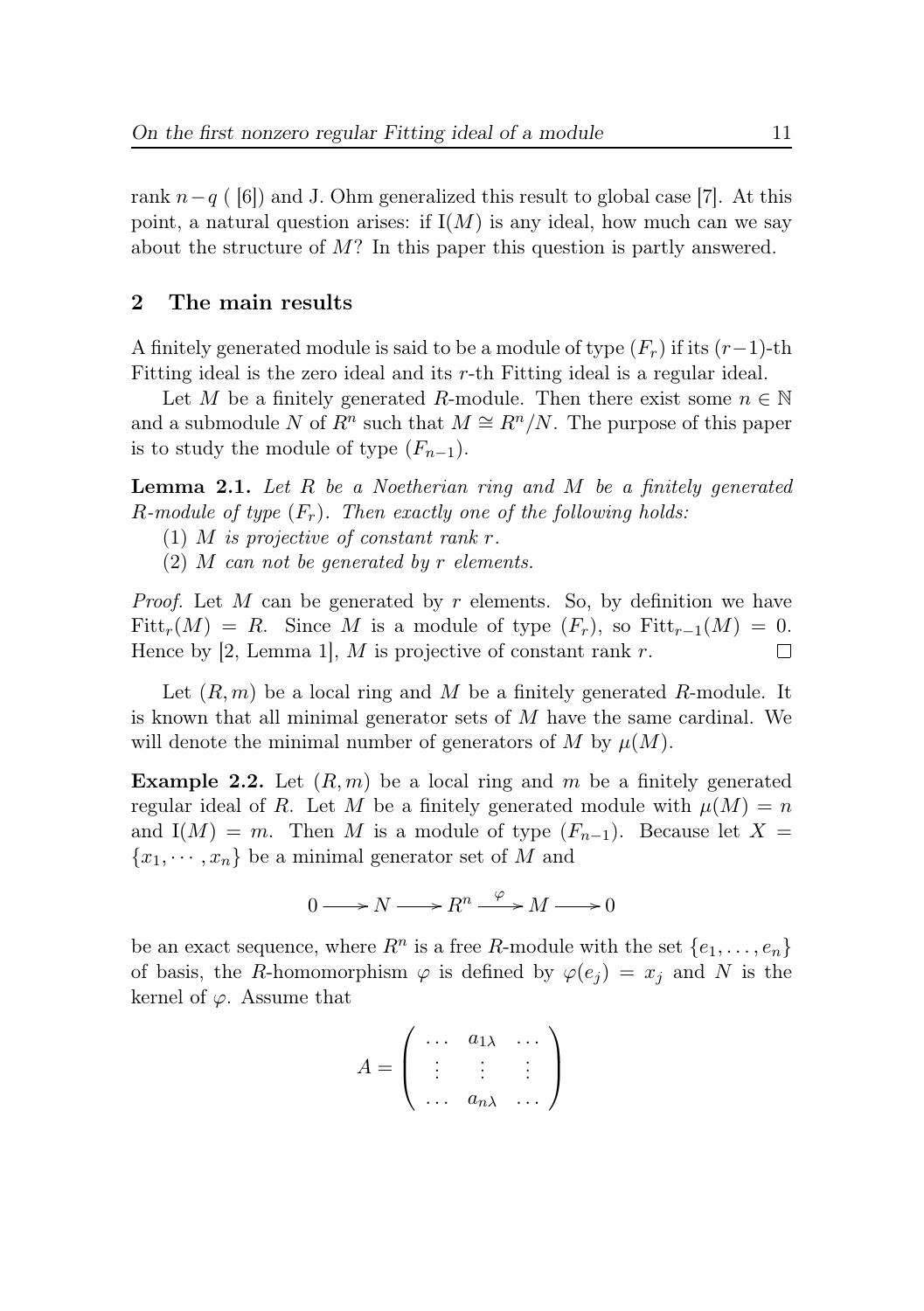rank $n-q$ ( [6]) and J. Ohm generalized this result to global case [7]. At this point, a natural question arises: if $\mathrm{I}(M)$ is any ideal, how much can we say about the structure of $M$? In this paper this question is partly answered.

## 2 The main results

A finitely generated module is said to be a module of type $(F_r)$ if its $(r-1)$-th Fitting ideal is the zero ideal and its $r$-th Fitting ideal is a regular ideal.

Let $M$ be a finitely generated $R$-module. Then there exist some $n \in \mathbb{N}$ and a submodule $N$ of $R^n$ such that $M \cong R^n/N$. The purpose of this paper is to study the module of type $(F_{n-1})$.

**Lemma 2.1.** *Let $R$ be a Noetherian ring and $M$ be a finitely generated $R$-module of type $(F_r)$. Then exactly one of the following holds:*

(1) *$M$ is projective of constant rank $r$.*

(2) *$M$ can not be generated by $r$ elements.*

*Proof.* Let $M$ can be generated by $r$ elements. So, by definition we have $\mathrm{Fitt}_r(M) = R$. Since $M$ is a module of type $(F_r)$, so $\mathrm{Fitt}_{r-1}(M) = 0$. Hence by [2, Lemma 1], $M$ is projective of constant rank $r$. $\square$

Let $(R, m)$ be a local ring and $M$ be a finitely generated $R$-module. It is known that all minimal generator sets of $M$ have the same cardinal. We will denote the minimal number of generators of $M$ by $\mu(M)$.

**Example 2.2.** Let $(R, m)$ be a local ring and $m$ be a finitely generated regular ideal of $R$. Let $M$ be a finitely generated module with $\mu(M) = n$ and $\mathrm{I}(M) = m$. Then $M$ is a module of type $(F_{n-1})$. Because let $X = \{x_1, \cdots, x_n\}$ be a minimal generator set of $M$ and

$$0 \longrightarrow N \longrightarrow R^n \xrightarrow{\varphi} M \longrightarrow 0$$

be an exact sequence, where $R^n$ is a free $R$-module with the set $\{e_1, \ldots, e_n\}$ of basis, the $R$-homomorphism $\varphi$ is defined by $\varphi(e_j) = x_j$ and $N$ is the kernel of $\varphi$. Assume that

$$A = \begin{pmatrix} \cdots & a_{1\lambda} & \cdots \\ \vdots & \vdots & \vdots \\ \cdots & a_{n\lambda} & \cdots \end{pmatrix}$$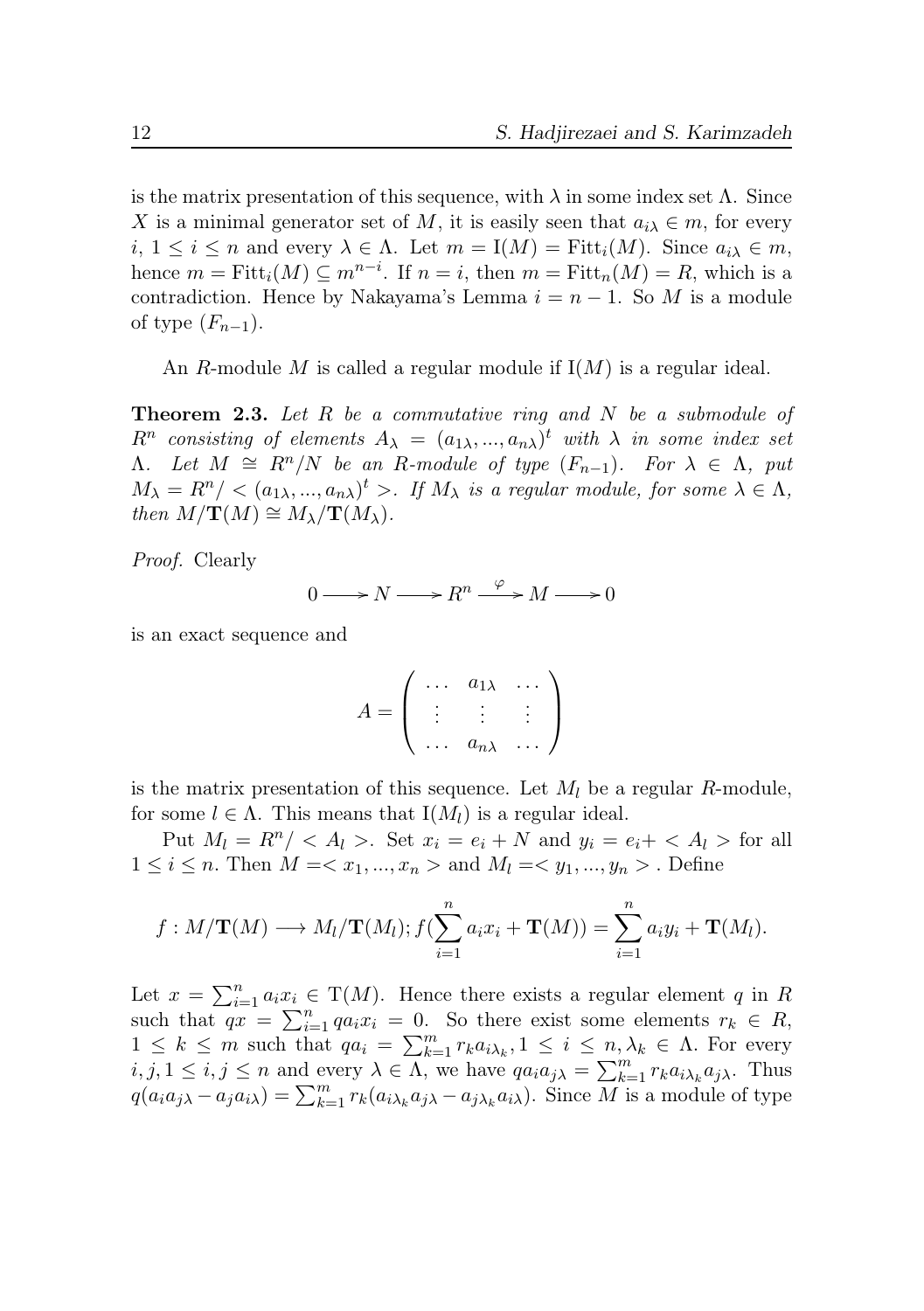is the matrix presentation of this sequence, with $\lambda$ in some index set $\Lambda$. Since $X$ is a minimal generator set of $M$, it is easily seen that $a_{i\lambda} \in m$, for every $i$, $1 \leq i \leq n$ and every $\lambda \in \Lambda$. Let $m = \mathrm{I}(M) = \mathrm{Fitt}_i(M)$. Since $a_{i\lambda} \in m$, hence $m = \mathrm{Fitt}_i(M) \subseteq m^{n-i}$. If $n = i$, then $m = \mathrm{Fitt}_n(M) = R$, which is a contradiction. Hence by Nakayama's Lemma $i = n-1$. So $M$ is a module of type $(F_{n-1})$.

An $R$-module $M$ is called a regular module if $\mathrm{I}(M)$ is a regular ideal.

**Theorem 2.3.** *Let $R$ be a commutative ring and $N$ be a submodule of $R^n$ consisting of elements $A_\lambda = (a_{1\lambda}, ..., a_{n\lambda})^t$ with $\lambda$ in some index set $\Lambda$. Let $M \cong R^n/N$ be an $R$-module of type $(F_{n-1})$. For $\lambda \in \Lambda$, put $M_\lambda = R^n / < (a_{1\lambda}, ..., a_{n\lambda})^t >$. If $M_\lambda$ is a regular module, for some $\lambda \in \Lambda$, then $M/\mathbf{T}(M) \cong M_\lambda/\mathbf{T}(M_\lambda)$.*

*Proof.* Clearly

$$0 \longrightarrow N \longrightarrow R^n \xrightarrow{\varphi} M \longrightarrow 0$$

is an exact sequence and

$$A = \begin{pmatrix} \cdots & a_{1\lambda} & \cdots \\ \vdots & \vdots & \vdots \\ \cdots & a_{n\lambda} & \cdots \end{pmatrix}$$

is the matrix presentation of this sequence. Let $M_l$ be a regular $R$-module, for some $l \in \Lambda$. This means that $\mathrm{I}(M_l)$ is a regular ideal.

Put $M_l = R^n / < A_l >$. Set $x_i = e_i + N$ and $y_i = e_i + < A_l >$ for all $1 \leq i \leq n$. Then $M =< x_1, ..., x_n >$ and $M_l =< y_1, ..., y_n >$ . Define

$$f : M/\mathbf{T}(M) \longrightarrow M_l/\mathbf{T}(M_l); f(\sum_{i=1}^{n} a_i x_i + \mathbf{T}(M)) = \sum_{i=1}^{n} a_i y_i + \mathbf{T}(M_l).$$

Let $x = \sum_{i=1}^{n} a_i x_i \in \mathrm{T}(M)$. Hence there exists a regular element $q$ in $R$ such that $qx = \sum_{i=1}^{n} q a_i x_i = 0$. So there exist some elements $r_k \in R$, $1 \leq k \leq m$ such that $q a_i = \sum_{k=1}^{m} r_k a_{i\lambda_k}, 1 \leq i \leq n, \lambda_k \in \Lambda$. For every $i, j, 1 \leq i, j \leq n$ and every $\lambda \in \Lambda$, we have $q a_i a_{j\lambda} = \sum_{k=1}^{m} r_k a_{i\lambda_k} a_{j\lambda}$. Thus $q(a_i a_{j\lambda} - a_j a_{i\lambda}) = \sum_{k=1}^{m} r_k (a_{i\lambda_k} a_{j\lambda} - a_{j\lambda_k} a_{i\lambda})$. Since $M$ is a module of type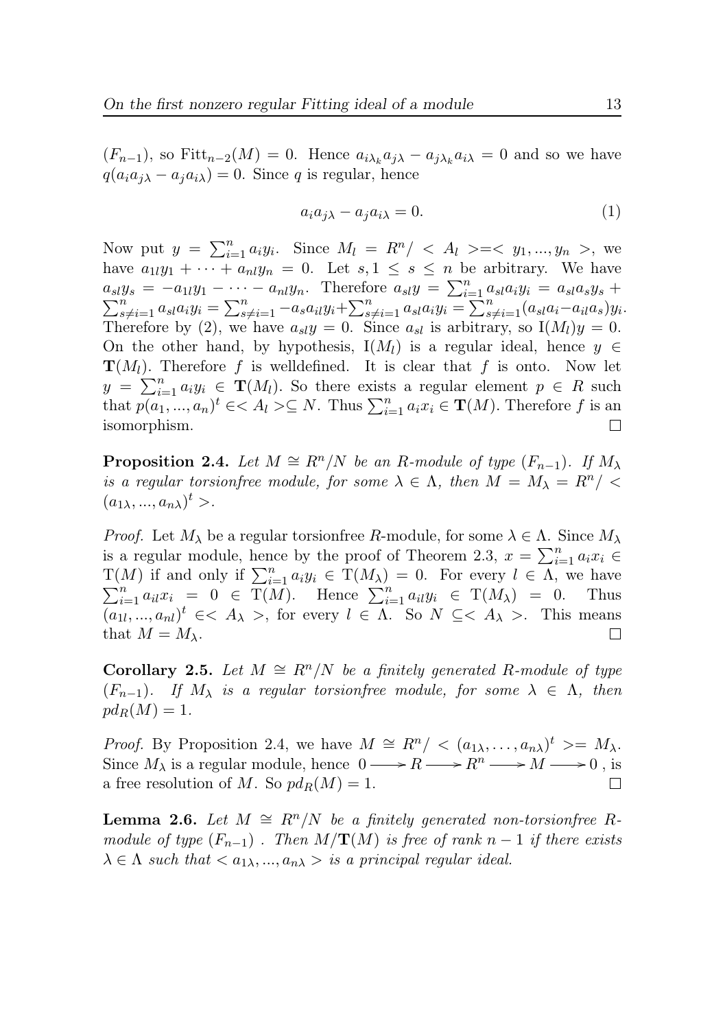$(F_{n-1})$, so $\mathrm{Fitt}_{n-2}(M) = 0$. Hence $a_{i\lambda_k}a_{j\lambda} - a_{j\lambda_k}a_{i\lambda} = 0$ and so we have $q(a_i a_{j\lambda} - a_j a_{i\lambda}) = 0$. Since $q$ is regular, hence

$$a_i a_{j\lambda} - a_j a_{i\lambda} = 0. \tag{1}$$

Now put $y = \sum_{i=1}^{n} a_i y_i$. Since $M_l = R^n/ < A_l > = < y_1, ..., y_n >$, we have $a_{1l}y_1 + \cdots + a_{nl}y_n = 0$. Let $s, 1 \leq s \leq n$ be arbitrary. We have $a_{sl}y_s = -a_{1l}y_1 - \cdots - a_{nl}y_n$. Therefore $a_{sl}y = \sum_{i=1}^{n} a_{sl}a_i y_i = a_{sl}a_s y_s + \sum_{s\neq i=1}^{n} a_{sl}a_i y_i = \sum_{s\neq i=1}^{n} -a_s a_{il} y_i + \sum_{s\neq i=1}^{n} a_{sl}a_i y_i = \sum_{s\neq i=1}^{n}(a_{sl}a_i - a_{il}a_s)y_i$. Therefore by (2), we have $a_{sl}y = 0$. Since $a_{sl}$ is arbitrary, so $\mathrm{I}(M_l)y = 0$. On the other hand, by hypothesis, $\mathrm{I}(M_l)$ is a regular ideal, hence $y \in \mathbf{T}(M_l)$. Therefore $f$ is welldefined. It is clear that $f$ is onto. Now let $y = \sum_{i=1}^{n} a_i y_i \in \mathbf{T}(M_l)$. So there exists a regular element $p \in R$ such that $p(a_1, ..., a_n)^t \in < A_l > \subseteq N$. Thus $\sum_{i=1}^{n} a_i x_i \in \mathbf{T}(M)$. Therefore $f$ is an isomorphism. □

**Proposition 2.4.** *Let $M \cong R^n/N$ be an $R$-module of type $(F_{n-1})$. If $M_\lambda$ is a regular torsionfree module, for some $\lambda \in \Lambda$, then $M = M_\lambda = R^n/ < (a_{1\lambda}, ..., a_{n\lambda})^t >$.*

*Proof.* Let $M_\lambda$ be a regular torsionfree $R$-module, for some $\lambda \in \Lambda$. Since $M_\lambda$ is a regular module, hence by the proof of Theorem 2.3, $x = \sum_{i=1}^{n} a_i x_i \in \mathrm{T}(M)$ if and only if $\sum_{i=1}^{n} a_i y_i \in \mathrm{T}(M_\lambda) = 0$. For every $l \in \Lambda$, we have $\sum_{i=1}^{n} a_{il}x_i = 0 \in \mathrm{T}(M)$. Hence $\sum_{i=1}^{n} a_{il}y_i \in \mathrm{T}(M_\lambda) = 0$. Thus $(a_{1l}, ..., a_{nl})^t \in < A_\lambda >$, for every $l \in \Lambda$. So $N \subseteq < A_\lambda >$. This means that $M = M_\lambda$. □

**Corollary 2.5.** *Let $M \cong R^n/N$ be a finitely generated $R$-module of type $(F_{n-1})$. If $M_\lambda$ is a regular torsionfree module, for some $\lambda \in \Lambda$, then $pd_R(M) = 1$.*

*Proof.* By Proposition 2.4, we have $M \cong R^n/ < (a_{1\lambda}, \ldots, a_{n\lambda})^t > = M_\lambda$. Since $M_\lambda$ is a regular module, hence $0 \longrightarrow R \longrightarrow R^n \longrightarrow M \longrightarrow 0$ , is a free resolution of $M$. So $pd_R(M) = 1$. □

**Lemma 2.6.** *Let $M \cong R^n/N$ be a finitely generated non-torsionfree $R$-module of type $(F_{n-1})$ . Then $M/\mathbf{T}(M)$ is free of rank $n-1$ if there exists $\lambda \in \Lambda$ such that $< a_{1\lambda}, ..., a_{n\lambda} >$ is a principal regular ideal.*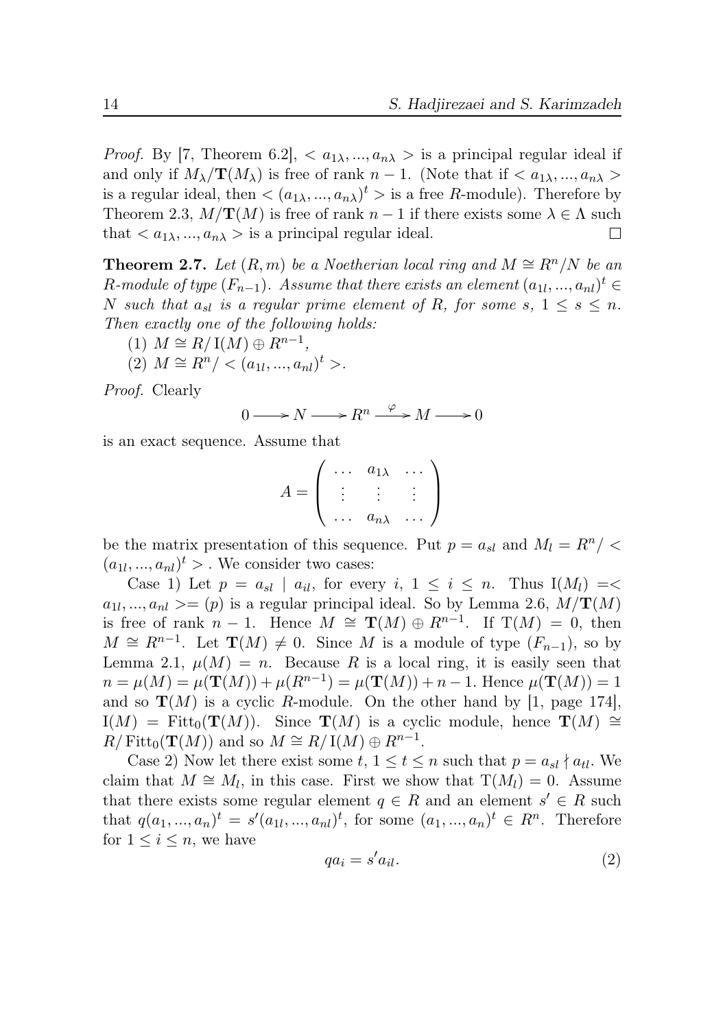*Proof.* By [7, Theorem 6.2], $< a_{1\lambda}, ..., a_{n\lambda} >$ is a principal regular ideal if and only if $M_\lambda/\mathbf{T}(M_\lambda)$ is free of rank $n-1$. (Note that if $< a_{1\lambda}, ..., a_{n\lambda} >$ is a regular ideal, then $< (a_{1\lambda}, ..., a_{n\lambda})^t >$ is a free $R$-module). Therefore by Theorem 2.3, $M/\mathbf{T}(M)$ is free of rank $n-1$ if there exists some $\lambda \in \Lambda$ such that $< a_{1\lambda}, ..., a_{n\lambda} >$ is a principal regular ideal. $\square$

**Theorem 2.7.** *Let $(R, m)$ be a Noetherian local ring and $M \cong R^n/N$ be an $R$-module of type $(F_{n-1})$. Assume that there exists an element $(a_{1l}, ..., a_{nl})^t \in N$ such that $a_{sl}$ is a regular prime element of $R$, for some $s$, $1 \le s \le n$. Then exactly one of the following holds:*

(1) $M \cong R/\operatorname{I}(M) \oplus R^{n-1}$,

(2) $M \cong R^n/ < (a_{1l}, ..., a_{nl})^t >$.

*Proof.* Clearly

$$0 \longrightarrow N \longrightarrow R^n \xrightarrow{\varphi} M \longrightarrow 0$$

is an exact sequence. Assume that

$$A = \begin{pmatrix} \dots & a_{1\lambda} & \dots \\ \vdots & \vdots & \vdots \\ \dots & a_{n\lambda} & \dots \end{pmatrix}$$

be the matrix presentation of this sequence. Put $p = a_{sl}$ and $M_l = R^n/ < (a_{1l}, ..., a_{nl})^t >$. We consider two cases:

Case 1) Let $p = a_{sl} \mid a_{il}$, for every $i$, $1 \le i \le n$. Thus $\operatorname{I}(M_l) =< a_{1l}, ..., a_{nl} >= (p)$ is a regular principal ideal. So by Lemma 2.6, $M/\mathbf{T}(M)$ is free of rank $n-1$. Hence $M \cong \mathbf{T}(M) \oplus R^{n-1}$. If $\operatorname{T}(M) = 0$, then $M \cong R^{n-1}$. Let $\mathbf{T}(M) \neq 0$. Since $M$ is a module of type $(F_{n-1})$, so by Lemma 2.1, $\mu(M) = n$. Because $R$ is a local ring, it is easily seen that $n = \mu(M) = \mu(\mathbf{T}(M)) + \mu(R^{n-1}) = \mu(\mathbf{T}(M)) + n - 1$. Hence $\mu(\mathbf{T}(M)) = 1$ and so $\mathbf{T}(M)$ is a cyclic $R$-module. On the other hand by [1, page 174], $\operatorname{I}(M) = \operatorname{Fitt}_0(\mathbf{T}(M))$. Since $\mathbf{T}(M)$ is a cyclic module, hence $\mathbf{T}(M) \cong R/\operatorname{Fitt}_0(\mathbf{T}(M))$ and so $M \cong R/\operatorname{I}(M) \oplus R^{n-1}$.

Case 2) Now let there exist some $t$, $1 \le t \le n$ such that $p = a_{sl} \nmid a_{tl}$. We claim that $M \cong M_l$, in this case. First we show that $\operatorname{T}(M_l) = 0$. Assume that there exists some regular element $q \in R$ and an element $s' \in R$ such that $q(a_1, ..., a_n)^t = s'(a_{1l}, ..., a_{nl})^t$, for some $(a_1, ..., a_n)^t \in R^n$. Therefore for $1 \le i \le n$, we have

$$qa_i = s'a_{il}. \tag{2}$$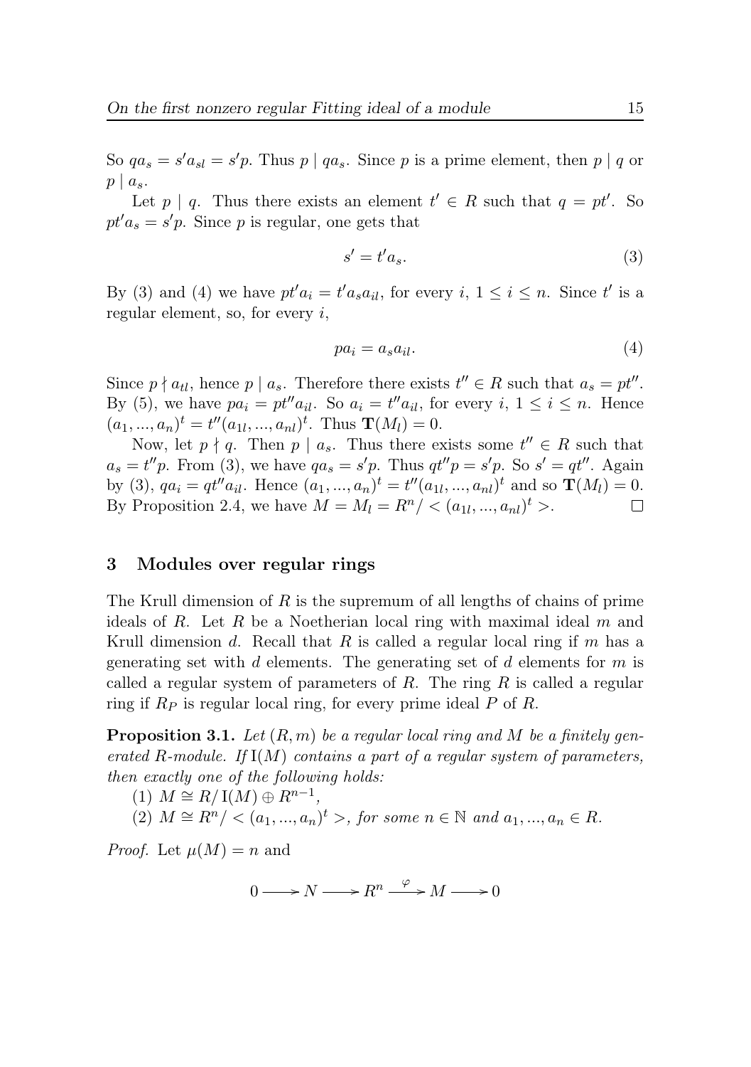So $qa_s = s'a_{sl} = s'p$. Thus $p \mid qa_s$. Since $p$ is a prime element, then $p \mid q$ or $p \mid a_s$.

Let $p \mid q$. Thus there exists an element $t' \in R$ such that $q = pt'$. So $pt'a_s = s'p$. Since $p$ is regular, one gets that

$$s' = t'a_s. \tag{3}$$

By (3) and (4) we have $pt'a_i = t'a_s a_{il}$, for every $i$, $1 \leq i \leq n$. Since $t'$ is a regular element, so, for every $i$,

$$pa_i = a_s a_{il}. \tag{4}$$

Since $p \nmid a_{tl}$, hence $p \mid a_s$. Therefore there exists $t'' \in R$ such that $a_s = pt''$. By (5), we have $pa_i = pt''a_{il}$. So $a_i = t''a_{il}$, for every $i$, $1 \leq i \leq n$. Hence $(a_1, ..., a_n)^t = t''(a_{1l}, ..., a_{nl})^t$. Thus $\mathbf{T}(M_l) = 0$.

Now, let $p \nmid q$. Then $p \mid a_s$. Thus there exists some $t'' \in R$ such that $a_s = t''p$. From (3), we have $qa_s = s'p$. Thus $qt''p = s'p$. So $s' = qt''$. Again by (3), $qa_i = qt''a_{il}$. Hence $(a_1, ..., a_n)^t = t''(a_{1l}, ..., a_{nl})^t$ and so $\mathbf{T}(M_l) = 0$. By Proposition 2.4, we have $M = M_l = R^n / < (a_{1l}, ..., a_{nl})^t >$. $\square$

## 3 Modules over regular rings

The Krull dimension of $R$ is the supremum of all lengths of chains of prime ideals of $R$. Let $R$ be a Noetherian local ring with maximal ideal $m$ and Krull dimension $d$. Recall that $R$ is called a regular local ring if $m$ has a generating set with $d$ elements. The generating set of $d$ elements for $m$ is called a regular system of parameters of $R$. The ring $R$ is called a regular ring if $R_P$ is regular local ring, for every prime ideal $P$ of $R$.

**Proposition 3.1.** *Let $(R, m)$ be a regular local ring and $M$ be a finitely generated $R$-module. If $\mathrm{I}(M)$ contains a part of a regular system of parameters, then exactly one of the following holds:*

(1) $M \cong R/\mathrm{I}(M) \oplus R^{n-1}$,

(2) $M \cong R^n / < (a_1, ..., a_n)^t >$, *for some $n \in \mathbb{N}$ and $a_1, ..., a_n \in R$.*

*Proof.* Let $\mu(M) = n$ and

$$0 \longrightarrow N \longrightarrow R^n \xrightarrow{\varphi} M \longrightarrow 0$$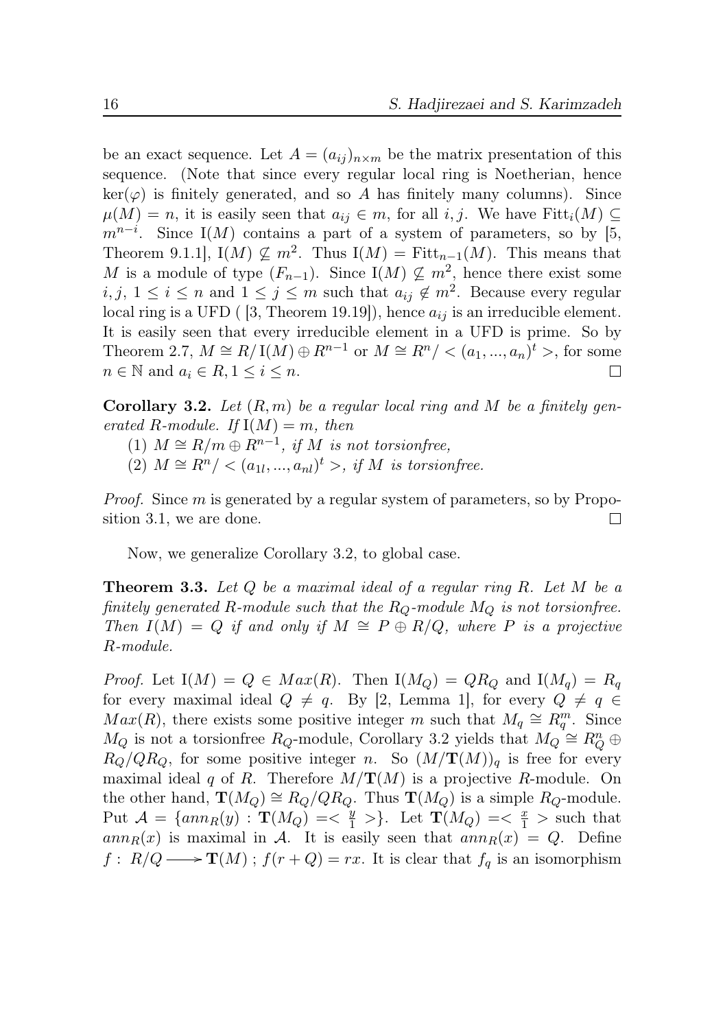be an exact sequence. Let $A = (a_{ij})_{n\times m}$ be the matrix presentation of this sequence. (Note that since every regular local ring is Noetherian, hence $\ker(\varphi)$ is finitely generated, and so $A$ has finitely many columns). Since $\mu(M) = n$, it is easily seen that $a_{ij} \in m$, for all $i, j$. We have $\mathrm{Fitt}_i(M) \subseteq m^{n-i}$. Since $\mathrm{I}(M)$ contains a part of a system of parameters, so by [5, Theorem 9.1.1], $\mathrm{I}(M) \nsubseteq m^2$. Thus $\mathrm{I}(M) = \mathrm{Fitt}_{n-1}(M)$. This means that $M$ is a module of type $(F_{n-1})$. Since $\mathrm{I}(M) \nsubseteq m^2$, hence there exist some $i, j$, $1 \leq i \leq n$ and $1 \leq j \leq m$ such that $a_{ij} \notin m^2$. Because every regular local ring is a UFD ( [3, Theorem 19.19]), hence $a_{ij}$ is an irreducible element. It is easily seen that every irreducible element in a UFD is prime. So by Theorem 2.7, $M \cong R/\mathrm{I}(M) \oplus R^{n-1}$ or $M \cong R^n / < (a_1, ..., a_n)^t >$, for some $n \in \mathbb{N}$ and $a_i \in R, 1 \leq i \leq n$. ☐

**Corollary 3.2.** *Let $(R, m)$ be a regular local ring and $M$ be a finitely generated $R$-module. If $\mathrm{I}(M) = m$, then*

*(1) $M \cong R/m \oplus R^{n-1}$, if $M$ is not torsionfree,*

*(2) $M \cong R^n / < (a_{1l}, ..., a_{nl})^t >$, if $M$ is torsionfree.*

*Proof.* Since $m$ is generated by a regular system of parameters, so by Proposition 3.1, we are done. ☐

Now, we generalize Corollary 3.2, to global case.

**Theorem 3.3.** *Let $Q$ be a maximal ideal of a regular ring $R$. Let $M$ be a finitely generated $R$-module such that the $R_Q$-module $M_Q$ is not torsionfree. Then $I(M) = Q$ if and only if $M \cong P \oplus R/Q$, where $P$ is a projective $R$-module.*

*Proof.* Let $\mathrm{I}(M) = Q \in Max(R)$. Then $\mathrm{I}(M_Q) = QR_Q$ and $\mathrm{I}(M_q) = R_q$ for every maximal ideal $Q \neq q$. By [2, Lemma 1], for every $Q \neq q \in Max(R)$, there exists some positive integer $m$ such that $M_q \cong R_q^m$. Since $M_Q$ is not a torsionfree $R_Q$-module, Corollary 3.2 yields that $M_Q \cong R_Q^n \oplus R_Q/QR_Q$, for some positive integer $n$. So $(M/\mathbf{T}(M))_q$ is free for every maximal ideal $q$ of $R$. Therefore $M/\mathbf{T}(M)$ is a projective $R$-module. On the other hand, $\mathbf{T}(M_Q) \cong R_Q/QR_Q$. Thus $\mathbf{T}(M_Q)$ is a simple $R_Q$-module. Put $\mathcal{A} = \{ann_R(y) : \mathbf{T}(M_Q) =< \frac{y}{1} >\}$. Let $\mathbf{T}(M_Q) =< \frac{x}{1} >$ such that $ann_R(x)$ is maximal in $\mathcal{A}$. It is easily seen that $ann_R(x) = Q$. Define $f : R/Q \longrightarrow \mathbf{T}(M)$ ; $f(r + Q) = rx$. It is clear that $f_q$ is an isomorphism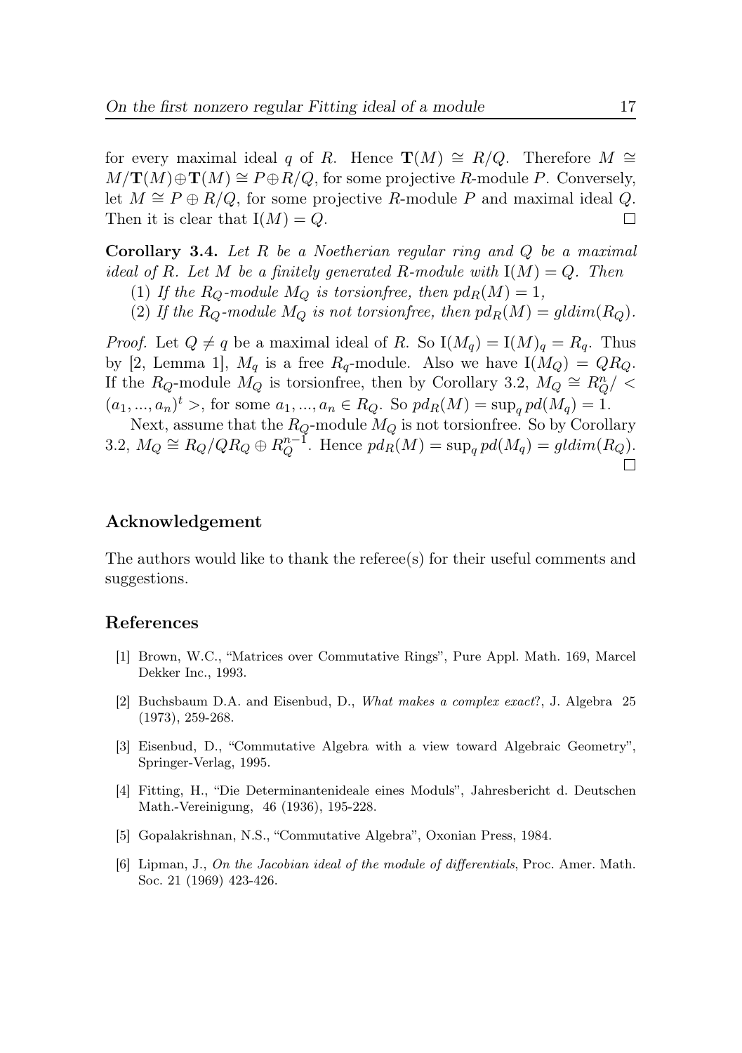for every maximal ideal $q$ of $R$. Hence $\mathbf{T}(M) \cong R/Q$. Therefore $M \cong M/\mathbf{T}(M) \oplus \mathbf{T}(M) \cong P \oplus R/Q$, for some projective $R$-module $P$. Conversely, let $M \cong P \oplus R/Q$, for some projective $R$-module $P$ and maximal ideal $Q$. Then it is clear that $\mathrm{I}(M) = Q$. □

**Corollary 3.4.** *Let $R$ be a Noetherian regular ring and $Q$ be a maximal ideal of $R$. Let $M$ be a finitely generated $R$-module with $\mathrm{I}(M) = Q$. Then*

(1) *If the $R_Q$-module $M_Q$ is torsionfree, then $pd_R(M) = 1$,*

(2) *If the $R_Q$-module $M_Q$ is not torsionfree, then $pd_R(M) = gldim(R_Q)$.*

*Proof.* Let $Q \neq q$ be a maximal ideal of $R$. So $\mathrm{I}(M_q) = \mathrm{I}(M)_q = R_q$. Thus by [2, Lemma 1], $M_q$ is a free $R_q$-module. Also we have $\mathrm{I}(M_Q) = QR_Q$. If the $R_Q$-module $M_Q$ is torsionfree, then by Corollary 3.2, $M_Q \cong R_Q^n / < (a_1, ..., a_n)^t >$, for some $a_1, ..., a_n \in R_Q$. So $pd_R(M) = \sup_q pd(M_q) = 1$.

Next, assume that the $R_Q$-module $M_Q$ is not torsionfree. So by Corollary 3.2, $M_Q \cong R_Q/QR_Q \oplus R_Q^{n-1}$. Hence $pd_R(M) = \sup_q pd(M_q) = gldim(R_Q)$. □

## Acknowledgement

The authors would like to thank the referee(s) for their useful comments and suggestions.

## References

[1] Brown, W.C., "Matrices over Commutative Rings", Pure Appl. Math. 169, Marcel Dekker Inc., 1993.

[2] Buchsbaum D.A. and Eisenbud, D., *What makes a complex exact?*, J. Algebra 25 (1973), 259-268.

[3] Eisenbud, D., "Commutative Algebra with a view toward Algebraic Geometry", Springer-Verlag, 1995.

[4] Fitting, H., "Die Determinantenideale eines Moduls", Jahresbericht d. Deutschen Math.-Vereinigung, 46 (1936), 195-228.

[5] Gopalakrishnan, N.S., "Commutative Algebra", Oxonian Press, 1984.

[6] Lipman, J., *On the Jacobian ideal of the module of differentials*, Proc. Amer. Math. Soc. 21 (1969) 423-426.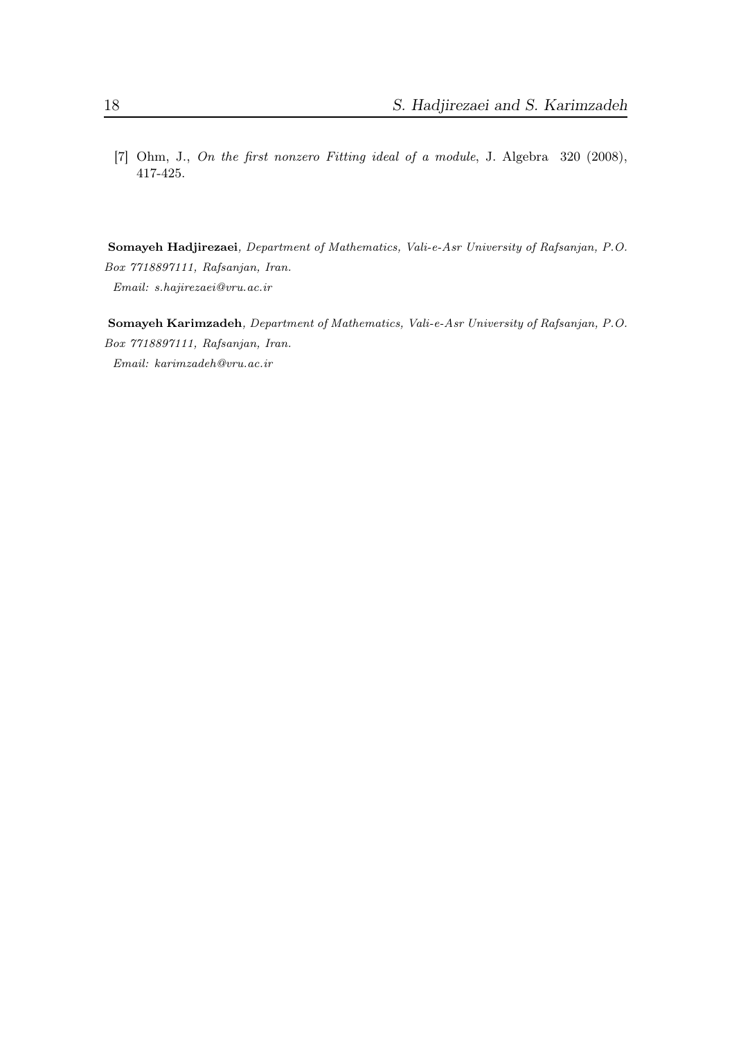[7] Ohm, J., *On the first nonzero Fitting ideal of a module*, J. Algebra 320 (2008), 417-425.

**Somayeh Hadjirezaei**, *Department of Mathematics, Vali-e-Asr University of Rafsanjan, P.O. Box 7718897111, Rafsanjan, Iran.*

*Email: s.hajirezaei@vru.ac.ir*

**Somayeh Karimzadeh**, *Department of Mathematics, Vali-e-Asr University of Rafsanjan, P.O. Box 7718897111, Rafsanjan, Iran.*

*Email: karimzadeh@vru.ac.ir*